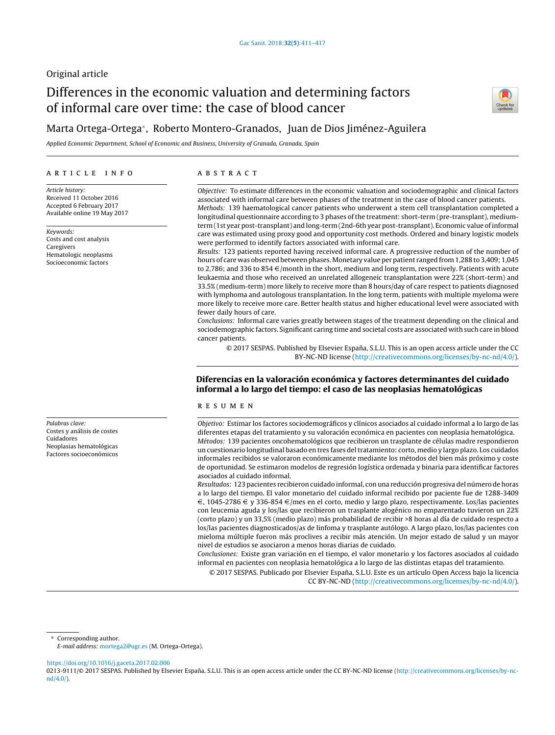Original article

# Differences in the economic valuation and determining factors of informal care over time: the case of blood cancer

Marta Ortega-Ortega*, Roberto Montero-Granados, Juan de Dios Jiménez-Aguilera

*Applied Economic Department, School of Economic and Business, University of Granada, Granada, Spain*

## ARTICLE INFO

*Article history:*
Received 11 October 2016
Accepted 6 February 2017
Available online 19 May 2017

*Keywords:*
Costs and cost analysis
Caregivers
Hematologic neoplasms
Socioeconomic factors

## ABSTRACT

*Objective:* To estimate differences in the economic valuation and sociodemographic and clinical factors associated with informal care between phases of the treatment in the case of blood cancer patients.

*Methods:* 139 haematological cancer patients who underwent a stem cell transplantation completed a longitudinal questionnaire according to 3 phases of the treatment: short-term (pre-transplant), medium-term (1st year post-transplant) and long-term (2nd-6th year post-transplant). Economic value of informal care was estimated using proxy good and opportunity cost methods. Ordered and binary logistic models were performed to identify factors associated with informal care.

*Results:* 123 patients reported having received informal care. A progressive reduction of the number of hours of care was observed between phases. Monetary value per patient ranged from 1,288 to 3,409; 1,045 to 2,786; and 336 to 854 €/month in the short, medium and long term, respectively. Patients with acute leukaemia and those who received an unrelated allogeneic transplantation were 22% (short-term) and 33.5% (medium-term) more likely to receive more than 8 hours/day of care respect to patients diagnosed with lymphoma and autologous transplantation. In the long term, patients with multiple myeloma were more likely to receive more care. Better health status and higher educational level were associated with fewer daily hours of care.

*Conclusions:* Informal care varies greatly between stages of the treatment depending on the clinical and sociodemographic factors. Significant caring time and societal costs are associated with such care in blood cancer patients.

© 2017 SESPAS. Published by Elsevier España, S.L.U. This is an open access article under the CC BY-NC-ND license (http://creativecommons.org/licenses/by-nc-nd/4.0/).

## Diferencias en la valoración económica y factores determinantes del cuidado informal a lo largo del tiempo: el caso de las neoplasias hematológicas

*Palabras clave:*
Costes y análisis de costes
Cuidadores
Neoplasias hematológicas
Factores socioeconómicos

## RESUMEN

*Objetivo:* Estimar los factores sociodemográficos y clínicos asociados al cuidado informal a lo largo de las diferentes etapas del tratamiento y su valoración económica en pacientes con neoplasia hematológica.

*Métodos:* 139 pacientes oncohematológicos que recibieron un trasplante de células madre respondieron un cuestionario longitudinal basado en tres fases del tratamiento: corto, medio y largo plazo. Los cuidados informales recibidos se valoraron económicamente mediante los métodos del bien más próximo y coste de oportunidad. Se estimaron modelos de regresión logística ordenada y binaria para identificar factores asociados al cuidado informal.

*Resultados:* 123 pacientes recibieron cuidado informal, con una reducción progresiva del número de horas a lo largo del tiempo. El valor monetario del cuidado informal recibido por paciente fue de 1288-3409 €, 1045-2786 € y 336-854 €/mes en el corto, medio y largo plazo, respectivamente. Los/las pacientes con leucemia aguda y los/las que recibieron un trasplante alogénico no emparentado tuvieron un 22% (corto plazo) y un 33,5% (medio plazo) más probabilidad de recibir >8 horas al día de cuidado respecto a los/las pacientes diagnosticados/as de linfoma y trasplante autólogo. A largo plazo, los/las pacientes con mieloma múltiple fueron más proclives a recibir más atención. Un mejor estado de salud y un mayor nivel de estudios se asociaron a menos horas diarias de cuidado.

*Conclusiones:* Existe gran variación en el tiempo, el valor monetario y los factores asociados al cuidado informal en pacientes con neoplasia hematológica a lo largo de las distintas etapas del tratamiento.

© 2017 SESPAS. Publicado por Elsevier España, S.L.U. Este es un artículo Open Access bajo la licencia CC BY-NC-ND (http://creativecommons.org/licenses/by-nc-nd/4.0/).

---

* Corresponding author.
*E-mail address:* mortega2@ugr.es (M. Ortega-Ortega).

https://doi.org/10.1016/j.gaceta.2017.02.006
0213-9111/© 2017 SESPAS. Published by Elsevier España, S.L.U. This is an open access article under the CC BY-NC-ND license (http://creativecommons.org/licenses/by-nc-nd/4.0/).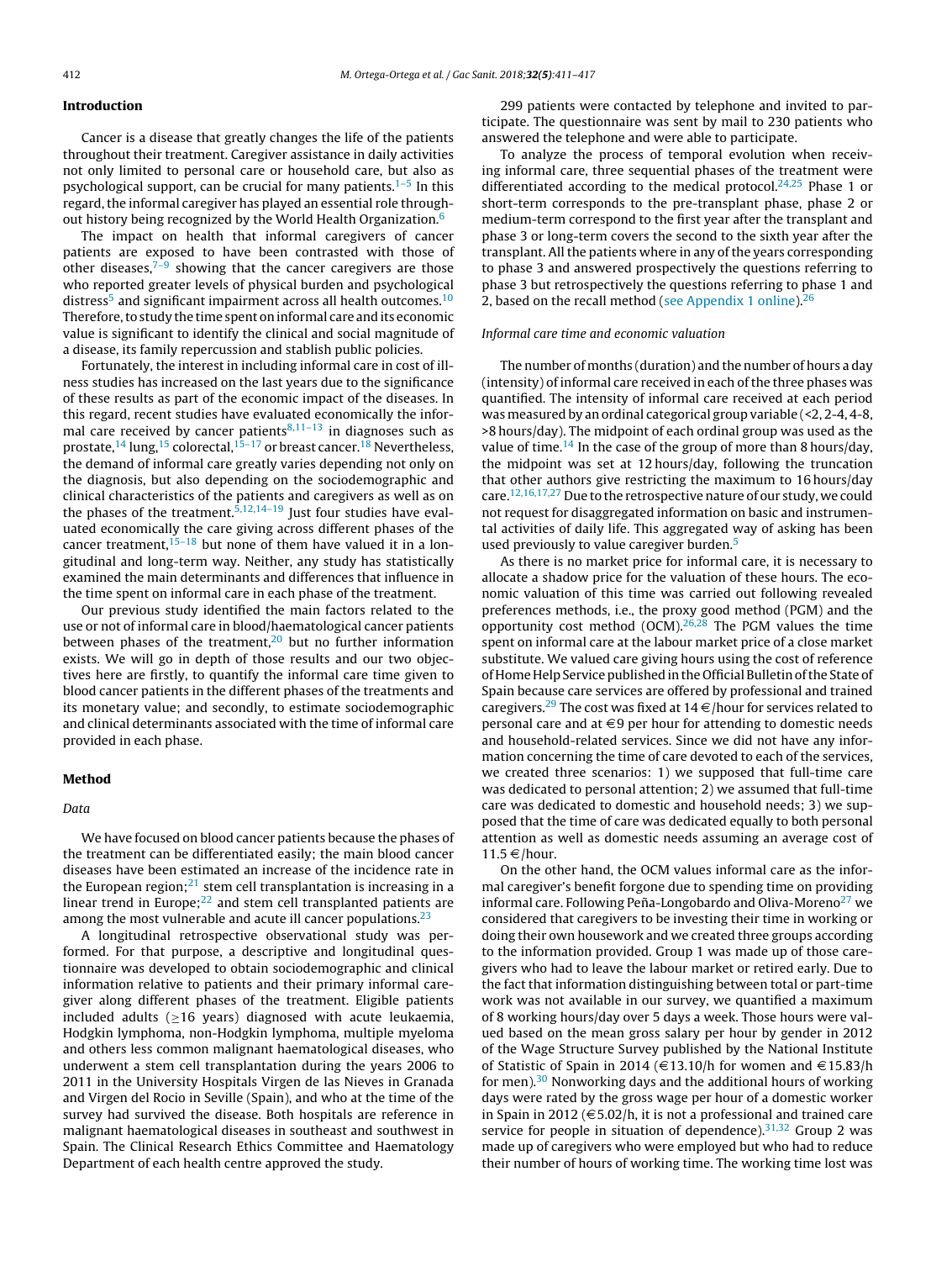## Introduction

Cancer is a disease that greatly changes the life of the patients throughout their treatment. Caregiver assistance in daily activities not only limited to personal care or household care, but also as psychological support, can be crucial for many patients.[1–5] In this regard, the informal caregiver has played an essential role throughout history being recognized by the World Health Organization.[6]

The impact on health that informal caregivers of cancer patients are exposed to have been contrasted with those of other diseases,[7–9] showing that the cancer caregivers are those who reported greater levels of physical burden and psychological distress[5] and significant impairment across all health outcomes.[10] Therefore, to study the time spent on informal care and its economic value is significant to identify the clinical and social magnitude of a disease, its family repercussion and stablish public policies.

Fortunately, the interest in including informal care in cost of illness studies has increased on the last years due to the significance of these results as part of the economic impact of the diseases. In this regard, recent studies have evaluated economically the informal care received by cancer patients[8,11–13] in diagnoses such as prostate,[14] lung,[15] colorectal,[15–17] or breast cancer.[18] Nevertheless, the demand of informal care greatly varies depending not only on the diagnosis, but also depending on the sociodemographic and clinical characteristics of the patients and caregivers as well as on the phases of the treatment.[5,12,14–19] Just four studies have evaluated economically the care giving across different phases of the cancer treatment,[15–18] but none of them have valued it in a longitudinal and long-term way. Neither, any study has statistically examined the main determinants and differences that influence in the time spent on informal care in each phase of the treatment.

Our previous study identified the main factors related to the use or not of informal care in blood/haematological cancer patients between phases of the treatment,[20] but no further information exists. We will go in depth of those results and our two objectives here are firstly, to quantify the informal care time given to blood cancer patients in the different phases of the treatments and its monetary value; and secondly, to estimate sociodemographic and clinical determinants associated with the time of informal care provided in each phase.

## Method

### Data

We have focused on blood cancer patients because the phases of the treatment can be differentiated easily; the main blood cancer diseases have been estimated an increase of the incidence rate in the European region;[21] stem cell transplantation is increasing in a linear trend in Europe;[22] and stem cell transplanted patients are among the most vulnerable and acute ill cancer populations.[23]

A longitudinal retrospective observational study was performed. For that purpose, a descriptive and longitudinal questionnaire was developed to obtain sociodemographic and clinical information relative to patients and their primary informal caregiver along different phases of the treatment. Eligible patients included adults (≥16 years) diagnosed with acute leukaemia, Hodgkin lymphoma, non-Hodgkin lymphoma, multiple myeloma and others less common malignant haematological diseases, who underwent a stem cell transplantation during the years 2006 to 2011 in the University Hospitals Virgen de las Nieves in Granada and Virgen del Rocio in Seville (Spain), and who at the time of the survey had survived the disease. Both hospitals are reference in malignant haematological diseases in southeast and southwest in Spain. The Clinical Research Ethics Committee and Haematology Department of each health centre approved the study.

299 patients were contacted by telephone and invited to participate. The questionnaire was sent by mail to 230 patients who answered the telephone and were able to participate.

To analyze the process of temporal evolution when receiving informal care, three sequential phases of the treatment were differentiated according to the medical protocol.[24,25] Phase 1 or short-term corresponds to the pre-transplant phase, phase 2 or medium-term correspond to the first year after the transplant and phase 3 or long-term covers the second to the sixth year after the transplant. All the patients where in any of the years corresponding to phase 3 and answered prospectively the questions referring to phase 3 but retrospectively the questions referring to phase 1 and 2, based on the recall method (see Appendix 1 online).[26]

### Informal care time and economic valuation

The number of months (duration) and the number of hours a day (intensity) of informal care received in each of the three phases was quantified. The intensity of informal care received at each period was measured by an ordinal categorical group variable (<2, 2-4, 4-8, >8 hours/day). The midpoint of each ordinal group was used as the value of time.[14] In the case of the group of more than 8 hours/day, the midpoint was set at 12 hours/day, following the truncation that other authors give restricting the maximum to 16 hours/day care.[12,16,17,27] Due to the retrospective nature of our study, we could not request for disaggregated information on basic and instrumental activities of daily life. This aggregated way of asking has been used previously to value caregiver burden.[5]

As there is no market price for informal care, it is necessary to allocate a shadow price for the valuation of these hours. The economic valuation of this time was carried out following revealed preferences methods, i.e., the proxy good method (PGM) and the opportunity cost method (OCM).[26,28] The PGM values the time spent on informal care at the labour market price of a close market substitute. We valued care giving hours using the cost of reference of Home Help Service published in the Official Bulletin of the State of Spain because care services are offered by professional and trained caregivers.[29] The cost was fixed at 14 €/hour for services related to personal care and at €9 per hour for attending to domestic needs and household-related services. Since we did not have any information concerning the time of care devoted to each of the services, we created three scenarios: 1) we supposed that full-time care was dedicated to personal attention; 2) we assumed that full-time care was dedicated to domestic and household needs; 3) we supposed that the time of care was dedicated equally to both personal attention as well as domestic needs assuming an average cost of 11.5 €/hour.

On the other hand, the OCM values informal care as the informal caregiver's benefit forgone due to spending time on providing informal care. Following Peña-Longobardo and Oliva-Moreno[27] we considered that caregivers to be investing their time in working or doing their own housework and we created three groups according to the information provided. Group 1 was made up of those caregivers who had to leave the labour market or retired early. Due to the fact that information distinguishing between total or part-time work was not available in our survey, we quantified a maximum of 8 working hours/day over 5 days a week. Those hours were valued based on the mean gross salary per hour by gender in 2012 of the Wage Structure Survey published by the National Institute of Statistic of Spain in 2014 (€13.10/h for women and €15.83/h for men).[30] Nonworking days and the additional hours of working days were rated by the gross wage per hour of a domestic worker in Spain in 2012 (€5.02/h, it is not a professional and trained care service for people in situation of dependence).[31,32] Group 2 was made up of caregivers who were employed but who had to reduce their number of hours of working time. The working time lost was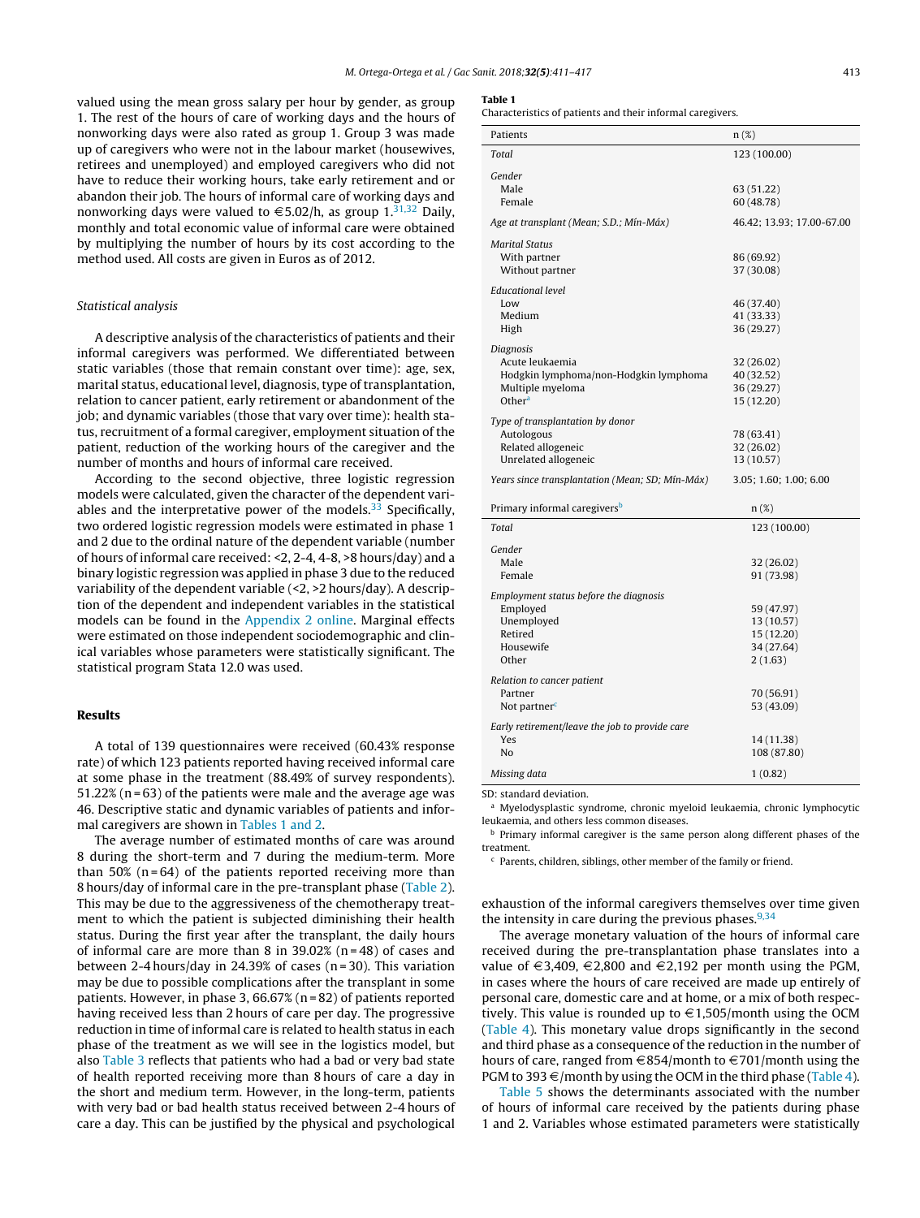valued using the mean gross salary per hour by gender, as group 1. The rest of the hours of care of working days and the hours of nonworking days were also rated as group 1. Group 3 was made up of caregivers who were not in the labour market (housewives, retirees and unemployed) and employed caregivers who did not have to reduce their working hours, take early retirement and or abandon their job. The hours of informal care of working days and nonworking days were valued to €5.02/h, as group 1.[31,32] Daily, monthly and total economic value of informal care were obtained by multiplying the number of hours by its cost according to the method used. All costs are given in Euros as of 2012.

*Statistical analysis*

A descriptive analysis of the characteristics of patients and their informal caregivers was performed. We differentiated between static variables (those that remain constant over time): age, sex, marital status, educational level, diagnosis, type of transplantation, relation to cancer patient, early retirement or abandonment of the job; and dynamic variables (those that vary over time): health status, recruitment of a formal caregiver, employment situation of the patient, reduction of the working hours of the caregiver and the number of months and hours of informal care received.

According to the second objective, three logistic regression models were calculated, given the character of the dependent variables and the interpretative power of the models.[33] Specifically, two ordered logistic regression models were estimated in phase 1 and 2 due to the ordinal nature of the dependent variable (number of hours of informal care received: <2, 2-4, 4-8, >8 hours/day) and a binary logistic regression was applied in phase 3 due to the reduced variability of the dependent variable (<2, >2 hours/day). A description of the dependent and independent variables in the statistical models can be found in the Appendix 2 online. Marginal effects were estimated on those independent sociodemographic and clinical variables whose parameters were statistically significant. The statistical program Stata 12.0 was used.

## Results

A total of 139 questionnaires were received (60.43% response rate) of which 123 patients reported having received informal care at some phase in the treatment (88.49% of survey respondents). 51.22% (n = 63) of the patients were male and the average age was 46. Descriptive static and dynamic variables of patients and informal caregivers are shown in Tables 1 and 2.

The average number of estimated months of care was around 8 during the short-term and 7 during the medium-term. More than 50% (n = 64) of the patients reported receiving more than 8 hours/day of informal care in the pre-transplant phase (Table 2). This may be due to the aggressiveness of the chemotherapy treatment to which the patient is subjected diminishing their health status. During the first year after the transplant, the daily hours of informal care are more than 8 in 39.02% (n = 48) of cases and between 2-4 hours/day in 24.39% of cases (n = 30). This variation may be due to possible complications after the transplant in some patients. However, in phase 3, 66.67% (n = 82) of patients reported having received less than 2 hours of care per day. The progressive reduction in time of informal care is related to health status in each phase of the treatment as we will see in the logistics model, but also Table 3 reflects that patients who had a bad or very bad state of health reported receiving more than 8 hours of care a day in the short and medium term. However, in the long-term, patients with very bad or bad health status received between 2-4 hours of care a day. This can be justified by the physical and psychological exhaustion of the informal caregivers themselves over time given the intensity in care during the previous phases.[9,34]

The average monetary valuation of the hours of informal care received during the pre-transplantation phase translates into a value of €3,409, €2,800 and €2,192 per month using the PGM, in cases where the hours of care received are made up entirely of personal care, domestic care and at home, or a mix of both respectively. This value is rounded up to €1,505/month using the OCM (Table 4). This monetary value drops significantly in the second and third phase as a consequence of the reduction in the number of hours of care, ranged from €854/month to €701/month using the PGM to 393 €/month by using the OCM in the third phase (Table 4).

Table 5 shows the determinants associated with the number of hours of informal care received by the patients during phase 1 and 2. Variables whose estimated parameters were statistically

**Table 1**
Characteristics of patients and their informal caregivers.

| Patients | n (%) |
|---|---|
| *Total* | 123 (100.00) |
| *Gender* | |
| Male | 63 (51.22) |
| Female | 60 (48.78) |
| *Age at transplant (Mean; S.D.; Mín-Máx)* | 46.42; 13.93; 17.00-67.00 |
| *Marital Status* | |
| With partner | 86 (69.92) |
| Without partner | 37 (30.08) |
| *Educational level* | |
| Low | 46 (37.40) |
| Medium | 41 (33.33) |
| High | 36 (29.27) |
| *Diagnosis* | |
| Acute leukaemia | 32 (26.02) |
| Hodgkin lymphoma/non-Hodgkin lymphoma | 40 (32.52) |
| Multiple myeloma | 36 (29.27) |
| Other[a] | 15 (12.20) |
| *Type of transplantation by donor* | |
| Autologous | 78 (63.41) |
| Related allogeneic | 32 (26.02) |
| Unrelated allogeneic | 13 (10.57) |
| *Years since transplantation (Mean; SD; Mín-Máx)* | 3.05; 1.60; 1.00; 6.00 |
| **Primary informal caregivers[b]** | **n (%)** |
| *Total* | 123 (100.00) |
| *Gender* | |
| Male | 32 (26.02) |
| Female | 91 (73.98) |
| *Employment status before the diagnosis* | |
| Employed | 59 (47.97) |
| Unemployed | 13 (10.57) |
| Retired | 15 (12.20) |
| Housewife | 34 (27.64) |
| Other | 2 (1.63) |
| *Relation to cancer patient* | |
| Partner | 70 (56.91) |
| Not partner[c] | 53 (43.09) |
| *Early retirement/leave the job to provide care* | |
| Yes | 14 (11.38) |
| No | 108 (87.80) |
| *Missing data* | 1 (0.82) |

SD: standard deviation.
[a] Myelodysplastic syndrome, chronic myeloid leukaemia, chronic lymphocytic leukaemia, and others less common diseases.
[b] Primary informal caregiver is the same person along different phases of the treatment.
[c] Parents, children, siblings, other member of the family or friend.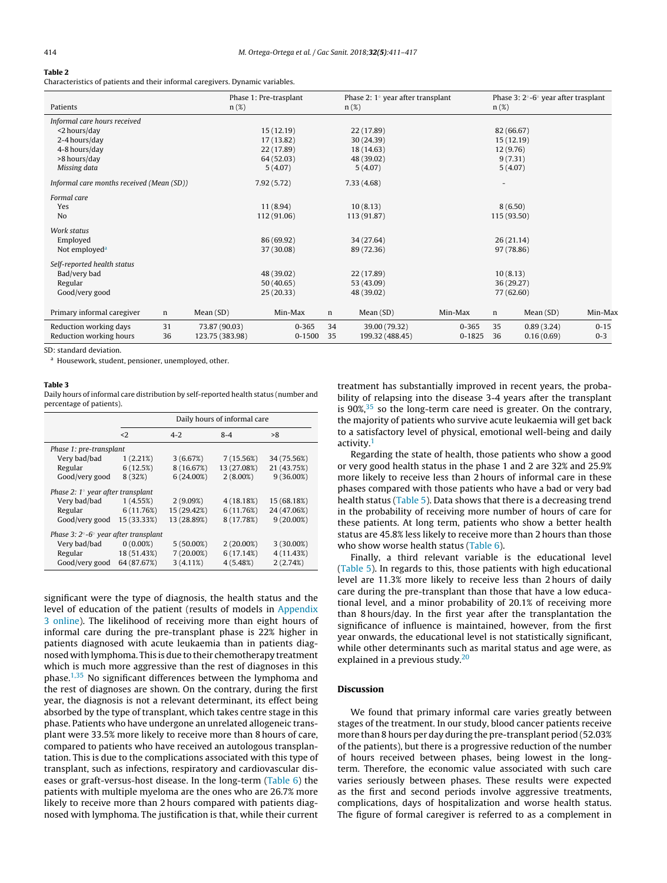**Table 2**
Characteristics of patients and their informal caregivers. Dynamic variables.

| Patients | | | Phase 1: Pre-trasplant n (%) | | | Phase 2: 1° year after transplant n (%) | | | Phase 3: 2°-6° year after trasplant n (%) | |
|---|---|---|---|---|---|---|---|---|---|---|
| *Informal care hours received* | | | | | | | | | | |
| <2 hours/day | | | 15 (12.19) | | | 22 (17.89) | | | 82 (66.67) | |
| 2-4 hours/day | | | 17 (13.82) | | | 30 (24.39) | | | 15 (12.19) | |
| 4-8 hours/day | | | 22 (17.89) | | | 18 (14.63) | | | 12 (9.76) | |
| >8 hours/day | | | 64 (52.03) | | | 48 (39.02) | | | 9 (7.31) | |
| *Missing data* | | | 5 (4.07) | | | 5 (4.07) | | | 5 (4.07) | |
| *Informal care months received (Mean (SD))* | | | 7.92 (5.72) | | | 7.33 (4.68) | | | - | |
| *Formal care* | | | | | | | | | | |
| Yes | | | 11 (8.94) | | | 10 (8.13) | | | 8 (6.50) | |
| No | | | 112 (91.06) | | | 113 (91.87) | | | 115 (93.50) | |
| *Work status* | | | | | | | | | | |
| Employed | | | 86 (69.92) | | | 34 (27.64) | | | 26 (21.14) | |
| Not employed[a] | | | 37 (30.08) | | | 89 (72.36) | | | 97 (78.86) | |
| *Self-reported health status* | | | | | | | | | | |
| Bad/very bad | | | 48 (39.02) | | | 22 (17.89) | | | 10 (8.13) | |
| Regular | | | 50 (40.65) | | | 53 (43.09) | | | 36 (29.27) | |
| Good/very good | | | 25 (20.33) | | | 48 (39.02) | | | 77 (62.60) | |
| Primary informal caregiver | n | Mean (SD) | Min-Max | n | Mean (SD) | Min-Max | n | Mean (SD) | Min-Max | |
| Reduction working days | 31 | 73.87 (90.03) | 0-365 | 34 | 39.00 (79.32) | 0-365 | 35 | 0.89 (3.24) | 0-15 | |
| Reduction working hours | 36 | 123.75 (383.98) | 0-1500 | 35 | 199.32 (488.45) | 0-1825 | 36 | 0.16 (0.69) | 0-3 | |

SD: standard deviation.
[a] Housework, student, pensioner, unemployed, other.

**Table 3**
Daily hours of informal care distribution by self-reported health status (number and percentage of patients).

| | Daily hours of informal care | | | |
|---|---|---|---|---|
| | <2 | 4-2 | 8-4 | >8 |
| *Phase 1: pre-transplant* | | | | |
| Very bad/bad | 1 (2.21%) | 3 (6.67%) | 7 (15.56%) | 34 (75.56%) |
| Regular | 6 (12.5%) | 8 (16.67%) | 13 (27.08%) | 21 (43.75%) |
| Good/very good | 8 (32%) | 6 (24.00%) | 2 (8.00%) | 9 (36.00%) |
| *Phase 2: 1° year after transplant* | | | | |
| Very bad/bad | 1 (4.55%) | 2 (9.09%) | 4 (18.18%) | 15 (68.18%) |
| Regular | 6 (11.76%) | 15 (29.42%) | 6 (11.76%) | 24 (47.06%) |
| Good/very good | 15 (33.33%) | 13 (28.89%) | 8 (17.78%) | 9 (20.00%) |
| *Phase 3: 2°-6° year after transplant* | | | | |
| Very bad/bad | 0 (0.00%) | 5 (50.00%) | 2 (20.00%) | 3 (30.00%) |
| Regular | 18 (51.43%) | 7 (20.00%) | 6 (17.14%) | 4 (11.43%) |
| Good/very good | 64 (87.67%) | 3 (4.11%) | 4 (5.48%) | 2 (2.74%) |

significant were the type of diagnosis, the health status and the level of education of the patient (results of models in Appendix 3 online). The likelihood of receiving more than eight hours of informal care during the pre-transplant phase is 22% higher in patients diagnosed with acute leukaemia than in patients diagnosed with lymphoma. This is due to their chemotherapy treatment which is much more aggressive than the rest of diagnoses in this phase.[1,35] No significant differences between the lymphoma and the rest of diagnoses are shown. On the contrary, during the first year, the diagnosis is not a relevant determinant, its effect being absorbed by the type of transplant, which takes centre stage in this phase. Patients who have undergone an unrelated allogeneic transplant were 33.5% more likely to receive more than 8 hours of care, compared to patients who have received an autologous transplantation. This is due to the complications associated with this type of transplant, such as infections, respiratory and cardiovascular diseases or graft-versus-host disease. In the long-term (Table 6) the patients with multiple myeloma are the ones who are 26.7% more likely to receive more than 2 hours compared with patients diagnosed with lymphoma. The justification is that, while their current treatment has substantially improved in recent years, the probability of relapsing into the disease 3-4 years after the transplant is 90%,[35] so the long-term care need is greater. On the contrary, the majority of patients who survive acute leukaemia will get back to a satisfactory level of physical, emotional well-being and daily activity.[1]

Regarding the state of health, those patients who show a good or very good health status in the phase 1 and 2 are 32% and 25.9% more likely to receive less than 2 hours of informal care in these phases compared with those patients who have a bad or very bad health status (Table 5). Data shows that there is a decreasing trend in the probability of receiving more number of hours of care for these patients. At long term, patients who show a better health status are 45.8% less likely to receive more than 2 hours than those who show worse health status (Table 6).

Finally, a third relevant variable is the educational level (Table 5). In regards to this, those patients with high educational level are 11.3% more likely to receive less than 2 hours of daily care during the pre-transplant than those that have a low educational level, and a minor probability of 20.1% of receiving more than 8 hours/day. In the first year after the transplantation the significance of influence is maintained, however, from the first year onwards, the educational level is not statistically significant, while other determinants such as marital status and age were, as explained in a previous study.[20]

## Discussion

We found that primary informal care varies greatly between stages of the treatment. In our study, blood cancer patients receive more than 8 hours per day during the pre-transplant period (52.03% of the patients), but there is a progressive reduction of the number of hours received between phases, being lowest in the long-term. Therefore, the economic value associated with such care varies seriously between phases. These results were expected as the first and second periods involve aggressive treatments, complications, days of hospitalization and worse health status. The figure of formal caregiver is referred to as a complement in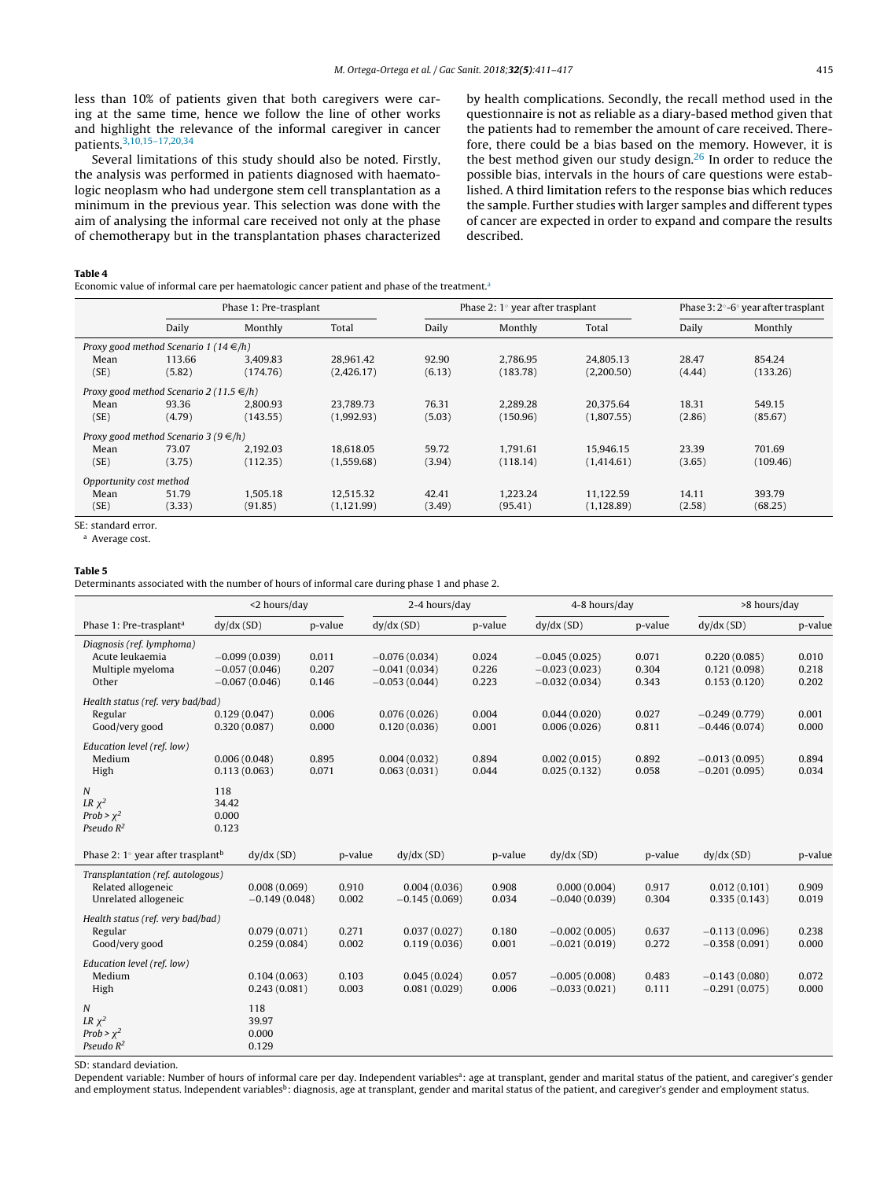less than 10% of patients given that both caregivers were caring at the same time, hence we follow the line of other works and highlight the relevance of the informal caregiver in cancer patients.[3,10,15–17,20,34]

Several limitations of this study should also be noted. Firstly, the analysis was performed in patients diagnosed with haematologic neoplasm who had undergone stem cell transplantation as a minimum in the previous year. This selection was done with the aim of analysing the informal care received not only at the phase of chemotherapy but in the transplantation phases characterized by health complications. Secondly, the recall method used in the questionnaire is not as reliable as a diary-based method given that the patients had to remember the amount of care received. Therefore, there could be a bias based on the memory. However, it is the best method given our study design.[26] In order to reduce the possible bias, intervals in the hours of care questions were established. A third limitation refers to the response bias which reduces the sample. Further studies with larger samples and different types of cancer are expected in order to expand and compare the results described.

**Table 4**
Economic value of informal care per haematologic cancer patient and phase of the treatment.[a]

| | Phase 1: Pre-trasplant | | | Phase 2: 1° year after trasplant | | | Phase 3: 2°-6° year after trasplant | |
|---|---|---|---|---|---|---|---|---|
| | Daily | Monthly | Total | Daily | Monthly | Total | Daily | Monthly |
| *Proxy good method Scenario 1 (14 €/h)* | | | | | | | | |
| Mean | 113.66 | 3,409.83 | 28,961.42 | 92.90 | 2,786.95 | 24,805.13 | 28.47 | 854.24 |
| (SE) | (5.82) | (174.76) | (2,426.17) | (6.13) | (183.78) | (2,200.50) | (4.44) | (133.26) |
| *Proxy good method Scenario 2 (11.5 €/h)* | | | | | | | | |
| Mean | 93.36 | 2,800.93 | 23,789.73 | 76.31 | 2,289.28 | 20,375.64 | 18.31 | 549.15 |
| (SE) | (4.79) | (143.55) | (1,992.93) | (5.03) | (150.96) | (1,807.55) | (2.86) | (85.67) |
| *Proxy good method Scenario 3 (9 €/h)* | | | | | | | | |
| Mean | 73.07 | 2,192.03 | 18,618.05 | 59.72 | 1,791.61 | 15,946.15 | 23.39 | 701.69 |
| (SE) | (3.75) | (112.35) | (1,559.68) | (3.94) | (118.14) | (1,414.61) | (3.65) | (109.46) |
| *Opportunity cost method* | | | | | | | | |
| Mean | 51.79 | 1,505.18 | 12,515.32 | 42.41 | 1,223.24 | 11,122.59 | 14.11 | 393.79 |
| (SE) | (3.33) | (91.85) | (1,121.99) | (3.49) | (95.41) | (1,128.89) | (2.58) | (68.25) |

SE: standard error.
[a] Average cost.

**Table 5**
Determinants associated with the number of hours of informal care during phase 1 and phase 2.

| | <2 hours/day | | 2-4 hours/day | | 4-8 hours/day | | >8 hours/day | |
|---|---|---|---|---|---|---|---|---|
| Phase 1: Pre-trasplant[a] | dy/dx (SD) | p-value | dy/dx (SD) | p-value | dy/dx (SD) | p-value | dy/dx (SD) | p-value |
| *Diagnosis (ref. lymphoma)* | | | | | | | | |
| Acute leukaemia | −0.099 (0.039) | 0.011 | −0.076 (0.034) | 0.024 | −0.045 (0.025) | 0.071 | 0.220 (0.085) | 0.010 |
| Multiple myeloma | −0.057 (0.046) | 0.207 | −0.041 (0.034) | 0.226 | −0.023 (0.023) | 0.304 | 0.121 (0.098) | 0.218 |
| Other | −0.067 (0.046) | 0.146 | −0.053 (0.044) | 0.223 | −0.032 (0.034) | 0.343 | 0.153 (0.120) | 0.202 |
| *Health status (ref. very bad/bad)* | | | | | | | | |
| Regular | 0.129 (0.047) | 0.006 | 0.076 (0.026) | 0.004 | 0.044 (0.020) | 0.027 | −0.249 (0.779) | 0.001 |
| Good/very good | 0.320 (0.087) | 0.000 | 0.120 (0.036) | 0.001 | 0.006 (0.026) | 0.811 | −0.446 (0.074) | 0.000 |
| *Education level (ref. low)* | | | | | | | | |
| Medium | 0.006 (0.048) | 0.895 | 0.004 (0.032) | 0.894 | 0.002 (0.015) | 0.892 | −0.013 (0.095) | 0.894 |
| High | 0.113 (0.063) | 0.071 | 0.063 (0.031) | 0.044 | 0.025 (0.132) | 0.058 | −0.201 (0.095) | 0.034 |
| *N* | 118 | | | | | | | |
| *LR* $\chi^2$ | 34.42 | | | | | | | |
| *Prob* > $\chi^2$ | 0.000 | | | | | | | |
| *Pseudo* $R^2$ | 0.123 | | | | | | | |
| Phase 2: 1° year after trasplant[b] | dy/dx (SD) | p-value | dy/dx (SD) | p-value | dy/dx (SD) | p-value | dy/dx (SD) | p-value |
| *Transplantation (ref. autologous)* | | | | | | | | |
| Related allogeneic | 0.008 (0.069) | 0.910 | 0.004 (0.036) | 0.908 | 0.000 (0.004) | 0.917 | 0.012 (0.101) | 0.909 |
| Unrelated allogeneic | −0.149 (0.048) | 0.002 | −0.145 (0.069) | 0.034 | −0.040 (0.039) | 0.304 | 0.335 (0.143) | 0.019 |
| *Health status (ref. very bad/bad)* | | | | | | | | |
| Regular | 0.079 (0.071) | 0.271 | 0.037 (0.027) | 0.180 | −0.002 (0.005) | 0.637 | −0.113 (0.096) | 0.238 |
| Good/very good | 0.259 (0.084) | 0.002 | 0.119 (0.036) | 0.001 | −0.021 (0.019) | 0.272 | −0.358 (0.091) | 0.000 |
| *Education level (ref. low)* | | | | | | | | |
| Medium | 0.104 (0.063) | 0.103 | 0.045 (0.024) | 0.057 | −0.005 (0.008) | 0.483 | −0.143 (0.080) | 0.072 |
| High | 0.243 (0.081) | 0.003 | 0.081 (0.029) | 0.006 | −0.033 (0.021) | 0.111 | −0.291 (0.075) | 0.000 |
| *N* | 118 | | | | | | | |
| *LR* $\chi^2$ | 39.97 | | | | | | | |
| *Prob* > $\chi^2$ | 0.000 | | | | | | | |
| *Pseudo* $R^2$ | 0.129 | | | | | | | |

SD: standard deviation.
Dependent variable: Number of hours of informal care per day. Independent variables[a]: age at transplant, gender and marital status of the patient, and caregiver's gender and employment status. Independent variables[b]: diagnosis, age at transplant, gender and marital status of the patient, and caregiver's gender and employment status.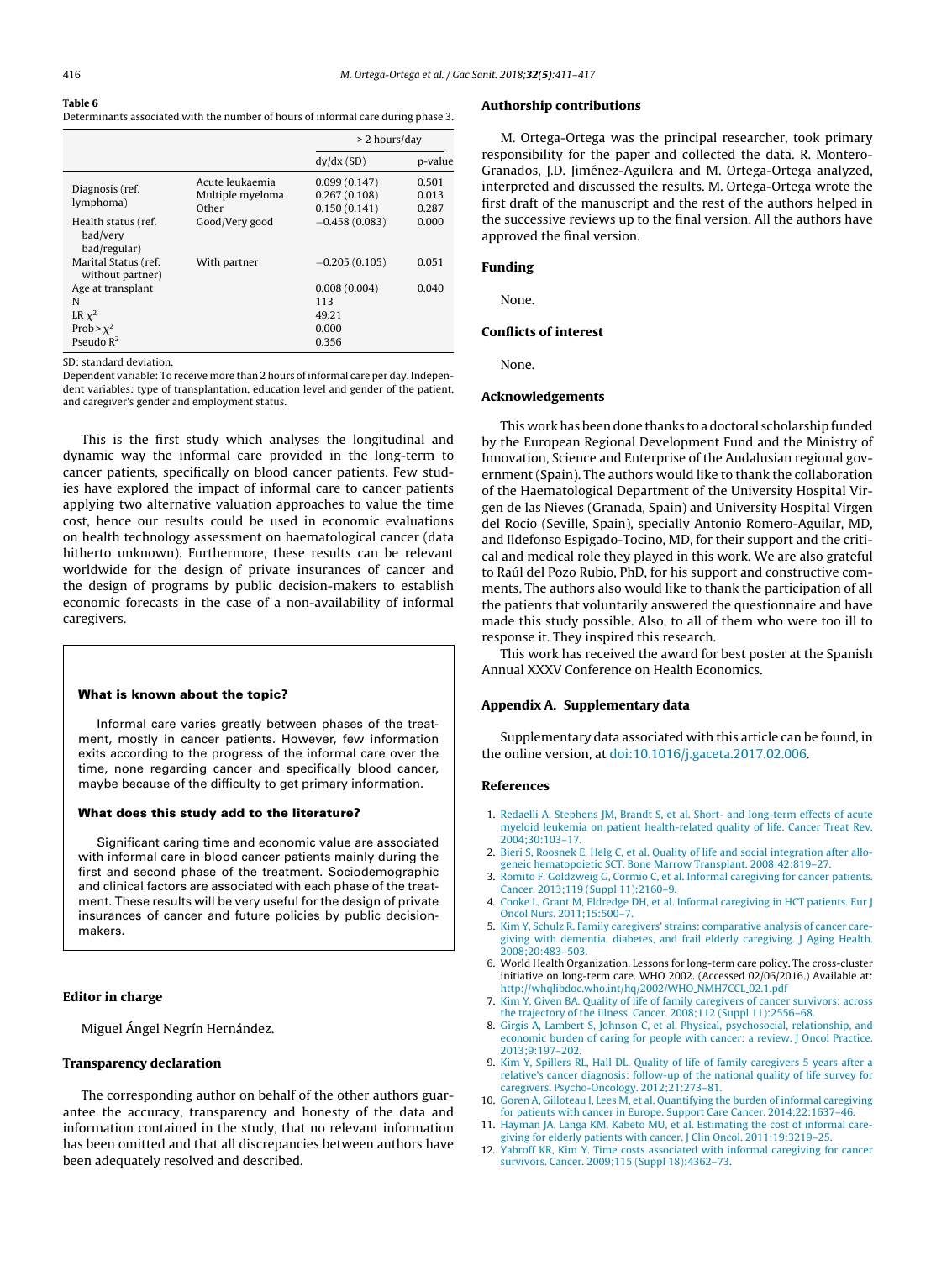**Table 6**
Determinants associated with the number of hours of informal care during phase 3.

| | | > 2 hours/day | |
|---|---|---|---|
| | | dy/dx (SD) | p-value |
| Diagnosis (ref. lymphoma) | Acute leukaemia | 0.099 (0.147) | 0.501 |
| | Multiple myeloma | 0.267 (0.108) | 0.013 |
| | Other | 0.150 (0.141) | 0.287 |
| Health status (ref. bad/very bad/regular) | Good/Very good | −0.458 (0.083) | 0.000 |
| Marital Status (ref. without partner) | With partner | −0.205 (0.105) | 0.051 |
| Age at transplant | | 0.008 (0.004) | 0.040 |
| N | | 113 | |
| LR $\chi^2$ | | 49.21 | |
| Prob > $\chi^2$ | | 0.000 | |
| Pseudo $R^2$ | | 0.356 | |

SD: standard deviation.
Dependent variable: To receive more than 2 hours of informal care per day. Independent variables: type of transplantation, education level and gender of the patient, and caregiver's gender and employment status.

This is the first study which analyses the longitudinal and dynamic way the informal care provided in the long-term to cancer patients, specifically on blood cancer patients. Few studies have explored the impact of informal care to cancer patients applying two alternative valuation approaches to value the time cost, hence our results could be used in economic evaluations on health technology assessment on haematological cancer (data hitherto unknown). Furthermore, these results can be relevant worldwide for the design of private insurances of cancer and the design of programs by public decision-makers to establish economic forecasts in the case of a non-availability of informal caregivers.

**What is known about the topic?**

Informal care varies greatly between phases of the treatment, mostly in cancer patients. However, few information exits according to the progress of the informal care over the time, none regarding cancer and specifically blood cancer, maybe because of the difficulty to get primary information.

**What does this study add to the literature?**

Significant caring time and economic value are associated with informal care in blood cancer patients mainly during the first and second phase of the treatment. Sociodemographic and clinical factors are associated with each phase of the treatment. These results will be very useful for the design of private insurances of cancer and future policies by public decision-makers.

## Editor in charge

Miguel Ángel Negrín Hernández.

## Transparency declaration

The corresponding author on behalf of the other authors guarantee the accuracy, transparency and honesty of the data and information contained in the study, that no relevant information has been omitted and that all discrepancies between authors have been adequately resolved and described.

## Authorship contributions

M. Ortega-Ortega was the principal researcher, took primary responsibility for the paper and collected the data. R. Montero-Granados, J.D. Jiménez-Aguilera and M. Ortega-Ortega analyzed, interpreted and discussed the results. M. Ortega-Ortega wrote the first draft of the manuscript and the rest of the authors helped in the successive reviews up to the final version. All the authors have approved the final version.

## Funding

None.

## Conflicts of interest

None.

## Acknowledgements

This work has been done thanks to a doctoral scholarship funded by the European Regional Development Fund and the Ministry of Innovation, Science and Enterprise of the Andalusian regional government (Spain). The authors would like to thank the collaboration of the Haematological Department of the University Hospital Virgen de las Nieves (Granada, Spain) and University Hospital Virgen del Rocío (Seville, Spain), specially Antonio Romero-Aguilar, MD, and Ildefonso Espigado-Tocino, MD, for their support and the critical and medical role they played in this work. We are also grateful to Raúl del Pozo Rubio, PhD, for his support and constructive comments. The authors also would like to thank the participation of all the patients that voluntarily answered the questionnaire and have made this study possible. Also, to all of them who were too ill to response it. They inspired this research.

This work has received the award for best poster at the Spanish Annual XXXV Conference on Health Economics.

## Appendix A. Supplementary data

Supplementary data associated with this article can be found, in the online version, at doi:10.1016/j.gaceta.2017.02.006.

## References

1. Redaelli A, Stephens JM, Brandt S, et al. Short- and long-term effects of acute myeloid leukemia on patient health-related quality of life. Cancer Treat Rev. 2004;30:103–17.
2. Bieri S, Roosnek E, Helg C, et al. Quality of life and social integration after allogeneic hematopoietic SCT. Bone Marrow Transplant. 2008;42:819–27.
3. Romito F, Goldzweig G, Cormio C, et al. Informal caregiving for cancer patients. Cancer. 2013;119 (Suppl 11):2160–9.
4. Cooke L, Grant M, Eldredge DH, et al. Informal caregiving in HCT patients. Eur J Oncol Nurs. 2011;15:500–7.
5. Kim Y, Schulz R. Family caregivers' strains: comparative analysis of cancer caregiving with dementia, diabetes, and frail elderly caregiving. J Aging Health. 2008;20:483–503.
6. World Health Organization. Lessons for long-term care policy. The cross-cluster initiative on long-term care. WHO 2002. (Accessed 02/06/2016.) Available at: http://whqlibdoc.who.int/hq/2002/WHO_NMH7CCL_02.1.pdf
7. Kim Y, Given BA. Quality of life of family caregivers of cancer survivors: across the trajectory of the illness. Cancer. 2008;112 (Suppl 11):2556–68.
8. Girgis A, Lambert S, Johnson C, et al. Physical, psychosocial, relationship, and economic burden of caring for people with cancer: a review. J Oncol Practice. 2013;9:197–202.
9. Kim Y, Spillers RL, Hall DL. Quality of life of family caregivers 5 years after a relative's cancer diagnosis: follow-up of the national quality of life survey for caregivers. Psycho-Oncology. 2012;21:273–81.
10. Goren A, Gilloteau I, Lees M, et al. Quantifying the burden of informal caregiving for patients with cancer in Europe. Support Care Cancer. 2014;22:1637–46.
11. Hayman JA, Langa KM, Kabeto MU, et al. Estimating the cost of informal caregiving for elderly patients with cancer. J Clin Oncol. 2011;19:3219–25.
12. Yabroff KR, Kim Y. Time costs associated with informal caregiving for cancer survivors. Cancer. 2009;115 (Suppl 18):4362–73.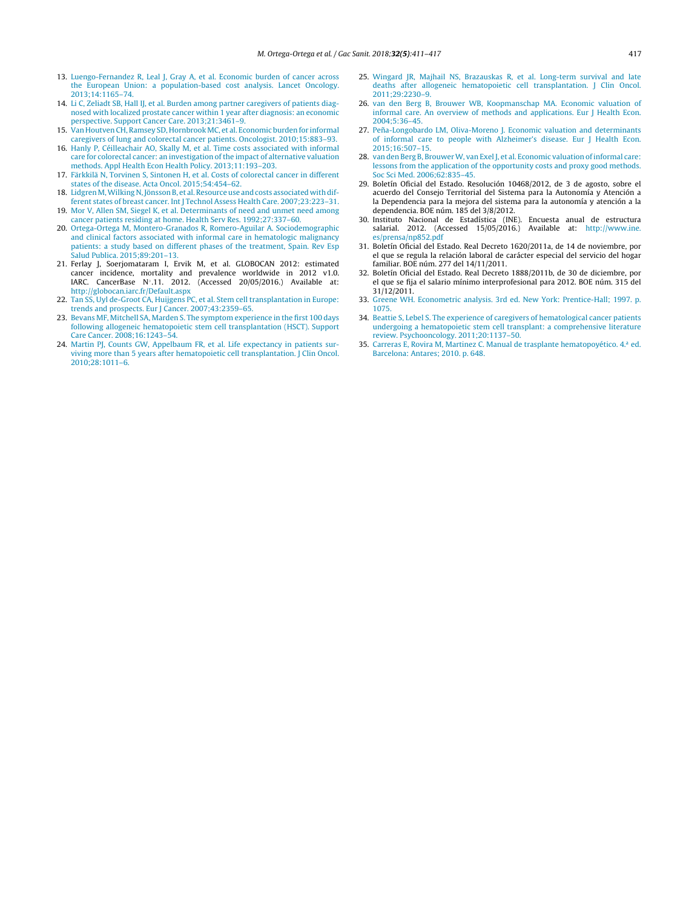13. Luengo-Fernandez R, Leal J, Gray A, et al. Economic burden of cancer across the European Union: a population-based cost analysis. Lancet Oncology. 2013;14:1165–74.
14. Li C, Zeliadt SB, Hall IJ, et al. Burden among partner caregivers of patients diagnosed with localized prostate cancer within 1 year after diagnosis: an economic perspective. Support Cancer Care. 2013;21:3461–9.
15. Van Houtven CH, Ramsey SD, Hornbrook MC, et al. Economic burden for informal caregivers of lung and colorectal cancer patients. Oncologist. 2010;15:883–93.
16. Hanly P, Céilleachair AO, Skally M, et al. Time costs associated with informal care for colorectal cancer: an investigation of the impact of alternative valuation methods. Appl Health Econ Health Policy. 2013;11:193–203.
17. Färkkilä N, Torvinen S, Sintonen H, et al. Costs of colorectal cancer in different states of the disease. Acta Oncol. 2015;54:454–62.
18. Lidgren M, Wilking N, Jönsson B, et al. Resource use and costs associated with different states of breast cancer. Int J Technol Assess Health Care. 2007;23:223–31.
19. Mor V, Allen SM, Siegel K, et al. Determinants of need and unmet need among cancer patients residing at home. Health Serv Res. 1992;27:337–60.
20. Ortega-Ortega M, Montero-Granados R, Romero-Aguilar A. Sociodemographic and clinical factors associated with informal care in hematologic malignancy patients: a study based on different phases of the treatment, Spain. Rev Esp Salud Publica. 2015;89:201–13.
21. Ferlay J, Soerjomataram I, Ervik M, et al. GLOBOCAN 2012: estimated cancer incidence, mortality and prevalence worldwide in 2012 v1.0. IARC. CancerBase N°.11. 2012. (Accessed 20/05/2016.) Available at: http://globocan.iarc.fr/Default.aspx
22. Tan SS, Uyl de-Groot CA, Huijgens PC, et al. Stem cell transplantation in Europe: trends and prospects. Eur J Cancer. 2007;43:2359–65.
23. Bevans MF, Mitchell SA, Marden S. The symptom experience in the first 100 days following allogeneic hematopoietic stem cell transplantation (HSCT). Support Care Cancer. 2008;16:1243–54.
24. Martin PJ, Counts GW, Appelbaum FR, et al. Life expectancy in patients surviving more than 5 years after hematopoietic cell transplantation. J Clin Oncol. 2010;28:1011–6.
25. Wingard JR, Majhail NS, Brazauskas R, et al. Long-term survival and late deaths after allogeneic hematopoietic cell transplantation. J Clin Oncol. 2011;29:2230–9.
26. van den Berg B, Brouwer WB, Koopmanschap MA. Economic valuation of informal care. An overview of methods and applications. Eur J Health Econ. 2004;5:36–45.
27. Peña-Longobardo LM, Oliva-Moreno J. Economic valuation and determinants of informal care to people with Alzheimer's disease. Eur J Health Econ. 2015;16:507–15.
28. van den Berg B, Brouwer W, van Exel J, et al. Economic valuation of informal care: lessons from the application of the opportunity costs and proxy good methods. Soc Sci Med. 2006;62:835–45.
29. Boletín Oficial del Estado. Resolución 10468/2012, de 3 de agosto, sobre el acuerdo del Consejo Territorial del Sistema para la Autonomía y Atención a la Dependencia para la mejora del sistema para la autonomía y atención a la dependencia. BOE núm. 185 del 3/8/2012.
30. Instituto Nacional de Estadística (INE). Encuesta anual de estructura salarial. 2012. (Accessed 15/05/2016.) Available at: http://www.ine.es/prensa/np852.pdf
31. Boletín Oficial del Estado. Real Decreto 1620/2011a, de 14 de noviembre, por el que se regula la relación laboral de carácter especial del servicio del hogar familiar. BOE núm. 277 del 14/11/2011.
32. Boletín Oficial del Estado. Real Decreto 1888/2011b, de 30 de diciembre, por el que se fija el salario mínimo interprofesional para 2012. BOE núm. 315 del 31/12/2011.
33. Greene WH. Econometric analysis. 3rd ed. New York: Prentice-Hall; 1997. p. 1075.
34. Beattie S, Lebel S. The experience of caregivers of hematological cancer patients undergoing a hematopoietic stem cell transplant: a comprehensive literature review. Psychooncology. 2011;20:1137–50.
35. Carreras E, Rovira M, Martinez C. Manual de trasplante hematopoyético. 4.ª ed. Barcelona: Antares; 2010. p. 648.